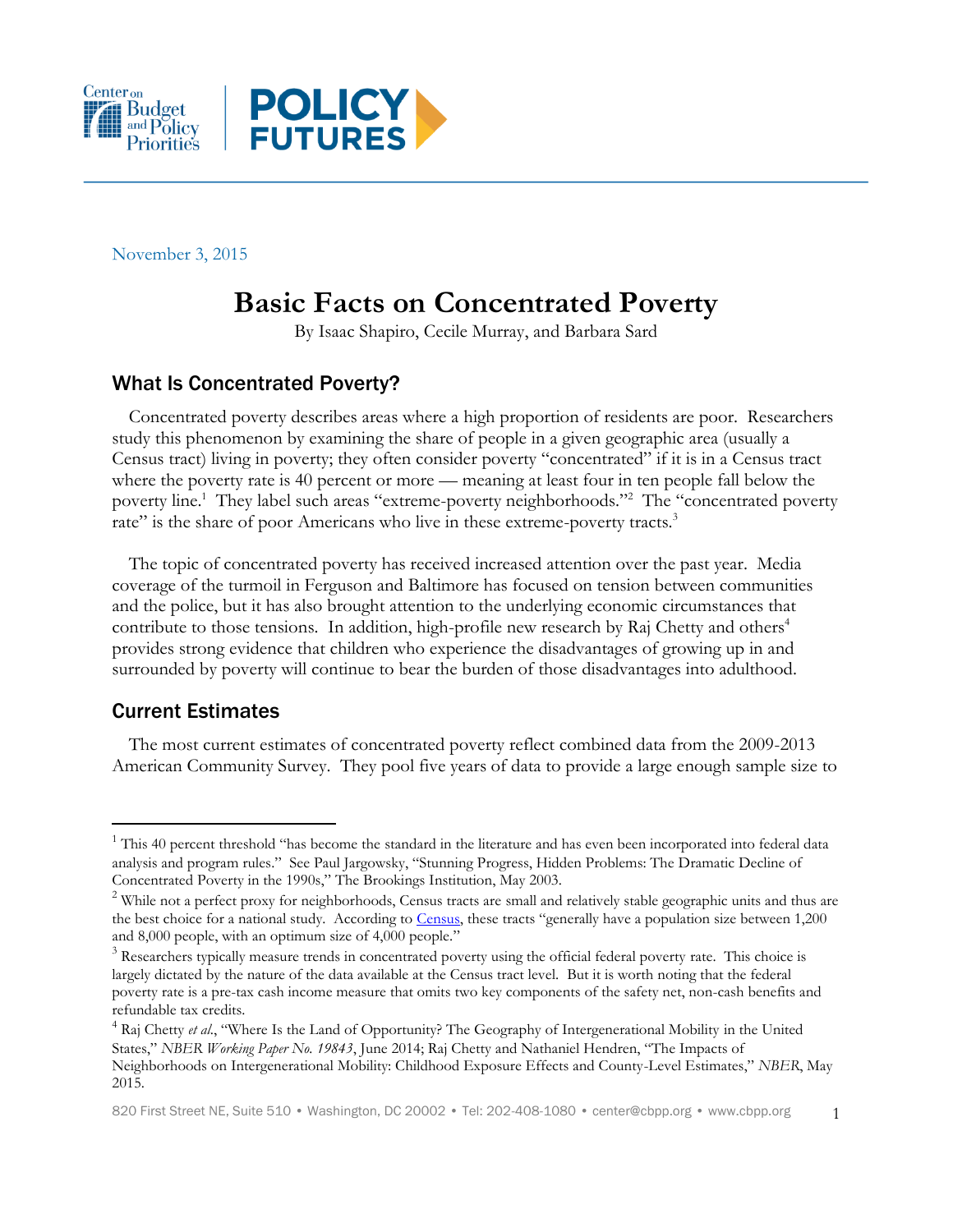November 3, 2015

# Basic Facts on Concentrated Poverty

By Isaac Shapiro, Cecile Murray, and Barbara Sard

## What Is Concentrated Poverty?

Concentrated poverty describes areas where a high proportion of residents are poor. Researchers study this phenomenon by examining the share of people in a given geographic area (usually a Census tract) living in poverty; they often consider poverty "concentrated" if it is in a Census tract where the poverty rate is 40 percent or more — meaning at least four in ten people fall below the poverty line.[1] They label such areas "extreme-poverty neighborhoods."[2] The "concentrated poverty rate" is the share of poor Americans who live in these extreme-poverty tracts.[3]

The topic of concentrated poverty has received increased attention over the past year. Media coverage of the turmoil in Ferguson and Baltimore has focused on tension between communities and the police, but it has also brought attention to the underlying economic circumstances that contribute to those tensions. In addition, high-profile new research by Raj Chetty and others[4] provides strong evidence that children who experience the disadvantages of growing up in and surrounded by poverty will continue to bear the burden of those disadvantages into adulthood.

## Current Estimates

The most current estimates of concentrated poverty reflect combined data from the 2009-2013 American Community Survey. They pool five years of data to provide a large enough sample size to

---

[1] This 40 percent threshold "has become the standard in the literature and has even been incorporated into federal data analysis and program rules." See Paul Jargowsky, "Stunning Progress, Hidden Problems: The Dramatic Decline of Concentrated Poverty in the 1990s," The Brookings Institution, May 2003.

[2] While not a perfect proxy for neighborhoods, Census tracts are small and relatively stable geographic units and thus are the best choice for a national study. According to Census, these tracts "generally have a population size between 1,200 and 8,000 people, with an optimum size of 4,000 people."

[3] Researchers typically measure trends in concentrated poverty using the official federal poverty rate. This choice is largely dictated by the nature of the data available at the Census tract level. But it is worth noting that the federal poverty rate is a pre-tax cash income measure that omits two key components of the safety net, non-cash benefits and refundable tax credits.

[4] Raj Chetty *et al.*, "Where Is the Land of Opportunity? The Geography of Intergenerational Mobility in the United States," *NBER Working Paper No. 19843*, June 2014; Raj Chetty and Nathaniel Hendren, "The Impacts of Neighborhoods on Intergenerational Mobility: Childhood Exposure Effects and County-Level Estimates," *NBER*, May 2015.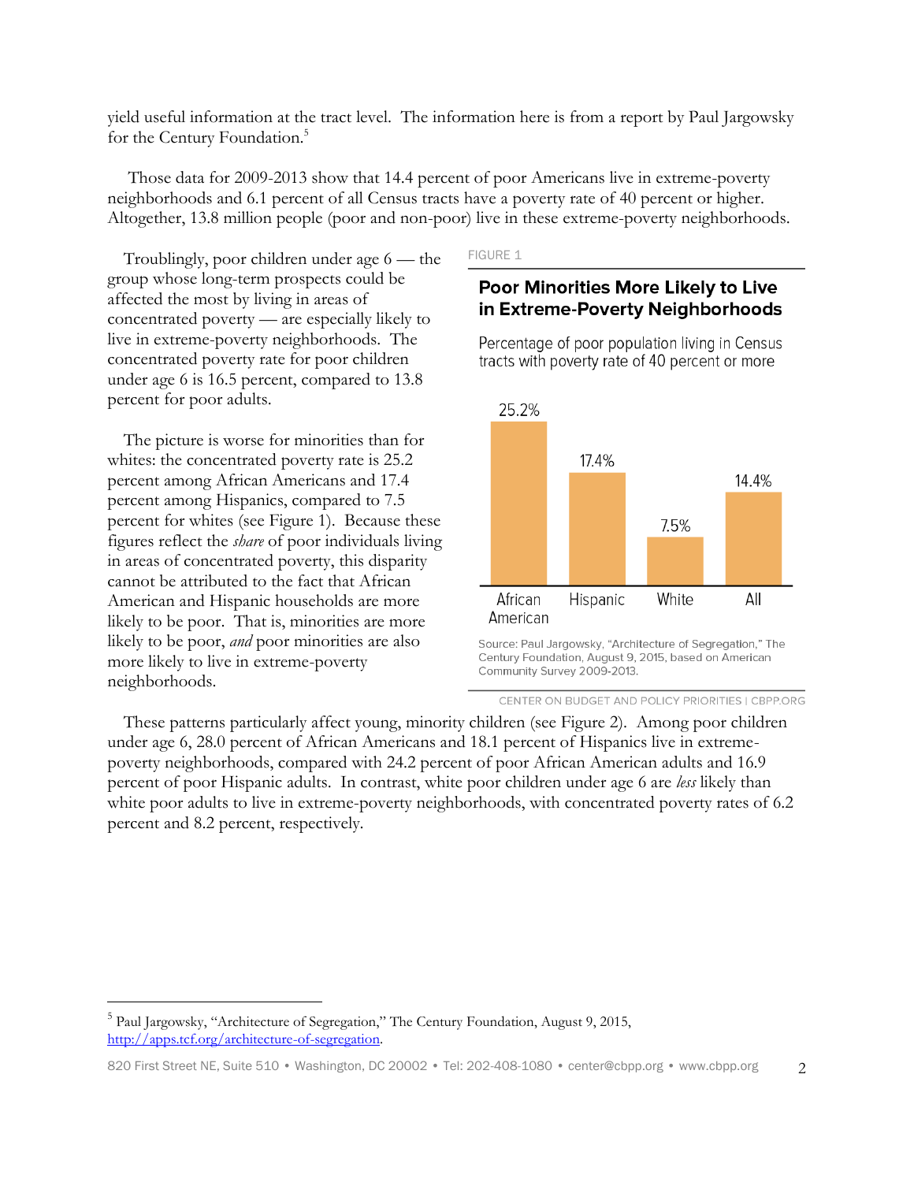yield useful information at the tract level. The information here is from a report by Paul Jargowsky for the Century Foundation.[5]

Those data for 2009-2013 show that 14.4 percent of poor Americans live in extreme-poverty neighborhoods and 6.1 percent of all Census tracts have a poverty rate of 40 percent or higher. Altogether, 13.8 million people (poor and non-poor) live in these extreme-poverty neighborhoods.

Troublingly, poor children under age 6 — the group whose long-term prospects could be affected the most by living in areas of concentrated poverty — are especially likely to live in extreme-poverty neighborhoods. The concentrated poverty rate for poor children under age 6 is 16.5 percent, compared to 13.8 percent for poor adults.

The picture is worse for minorities than for whites: the concentrated poverty rate is 25.2 percent among African Americans and 17.4 percent among Hispanics, compared to 7.5 percent for whites (see Figure 1). Because these figures reflect the *share* of poor individuals living in areas of concentrated poverty, this disparity cannot be attributed to the fact that African American and Hispanic households are more likely to be poor. That is, minorities are more likely to be poor, *and* poor minorities are also more likely to live in extreme-poverty neighborhoods.

FIGURE 1

**Poor Minorities More Likely to Live in Extreme-Poverty Neighborhoods**

Percentage of poor population living in Census tracts with poverty rate of 40 percent or more

| African American | Hispanic | White | All |
|---|---|---|---|
| 25.2% | 17.4% | 7.5% | 14.4% |

Source: Paul Jargowsky, "Architecture of Segregation," The Century Foundation, August 9, 2015, based on American Community Survey 2009-2013.

CENTER ON BUDGET AND POLICY PRIORITIES | CBPP.ORG

These patterns particularly affect young, minority children (see Figure 2). Among poor children under age 6, 28.0 percent of African Americans and 18.1 percent of Hispanics live in extreme-poverty neighborhoods, compared with 24.2 percent of poor African American adults and 16.9 percent of poor Hispanic adults. In contrast, white poor children under age 6 are *less* likely than white poor adults to live in extreme-poverty neighborhoods, with concentrated poverty rates of 6.2 percent and 8.2 percent, respectively.

[5] Paul Jargowsky, "Architecture of Segregation," The Century Foundation, August 9, 2015, http://apps.tcf.org/architecture-of-segregation.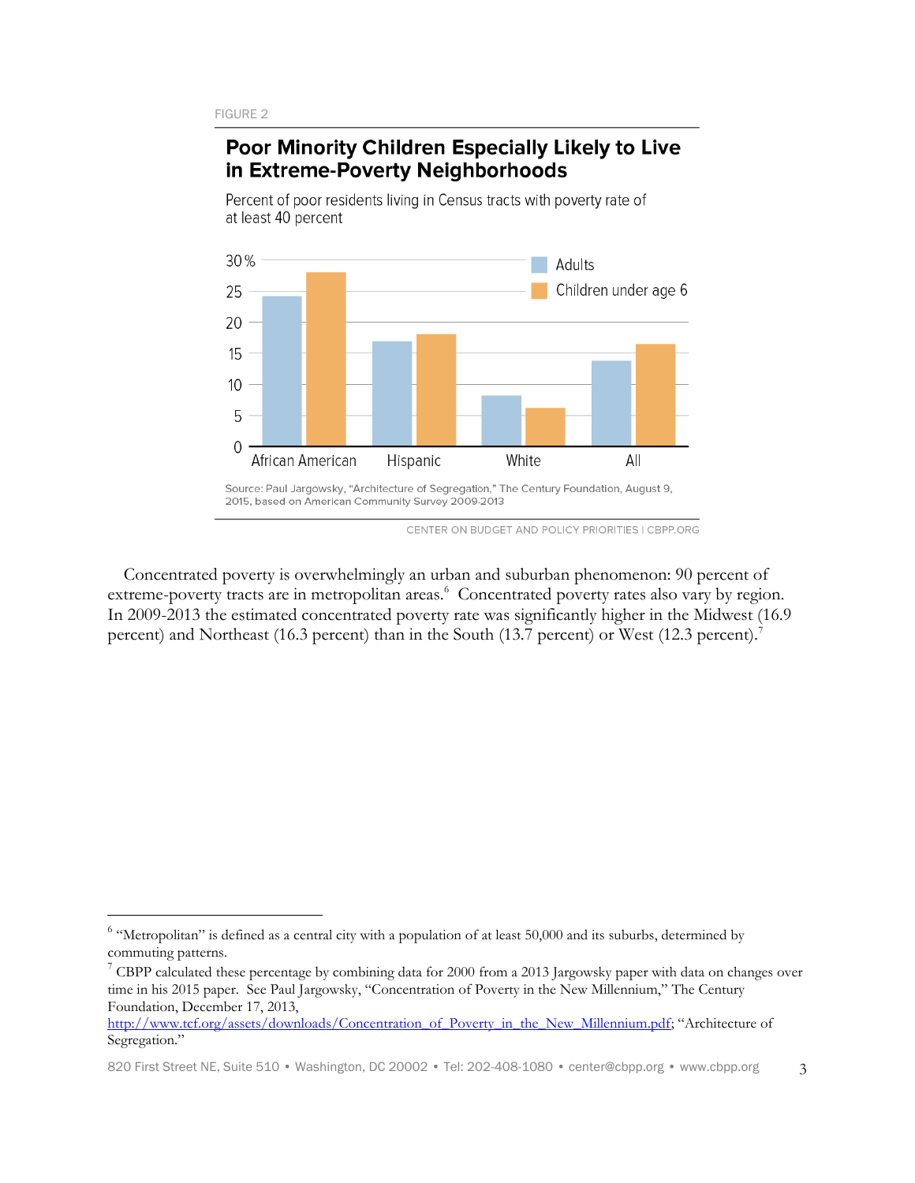FIGURE 2

## Poor Minority Children Especially Likely to Live in Extreme-Poverty Neighborhoods

Percent of poor residents living in Census tracts with poverty rate of at least 40 percent

30 %
25
20
15
10
5
0

Adults
Children under age 6

African American
Hispanic
White
All

Source: Paul Jargowsky, "Architecture of Segregation," The Century Foundation, August 9, 2015, based on American Community Survey 2009-2013

CENTER ON BUDGET AND POLICY PRIORITIES | CBPP.ORG

Concentrated poverty is overwhelmingly an urban and suburban phenomenon: 90 percent of extreme-poverty tracts are in metropolitan areas.[6] Concentrated poverty rates also vary by region. In 2009-2013 the estimated concentrated poverty rate was significantly higher in the Midwest (16.9 percent) and Northeast (16.3 percent) than in the South (13.7 percent) or West (12.3 percent).[7]

---

[6] "Metropolitan" is defined as a central city with a population of at least 50,000 and its suburbs, determined by commuting patterns.

[7] CBPP calculated these percentage by combining data for 2000 from a 2013 Jargowsky paper with data on changes over time in his 2015 paper. See Paul Jargowsky, "Concentration of Poverty in the New Millennium," The Century Foundation, December 17, 2013, http://www.tcf.org/assets/downloads/Concentration_of_Poverty_in_the_New_Millennium.pdf; "Architecture of Segregation."

820 First Street NE, Suite 510 • Washington, DC 20002 • Tel: 202-408-1080 • center@cbpp.org • www.cbpp.org